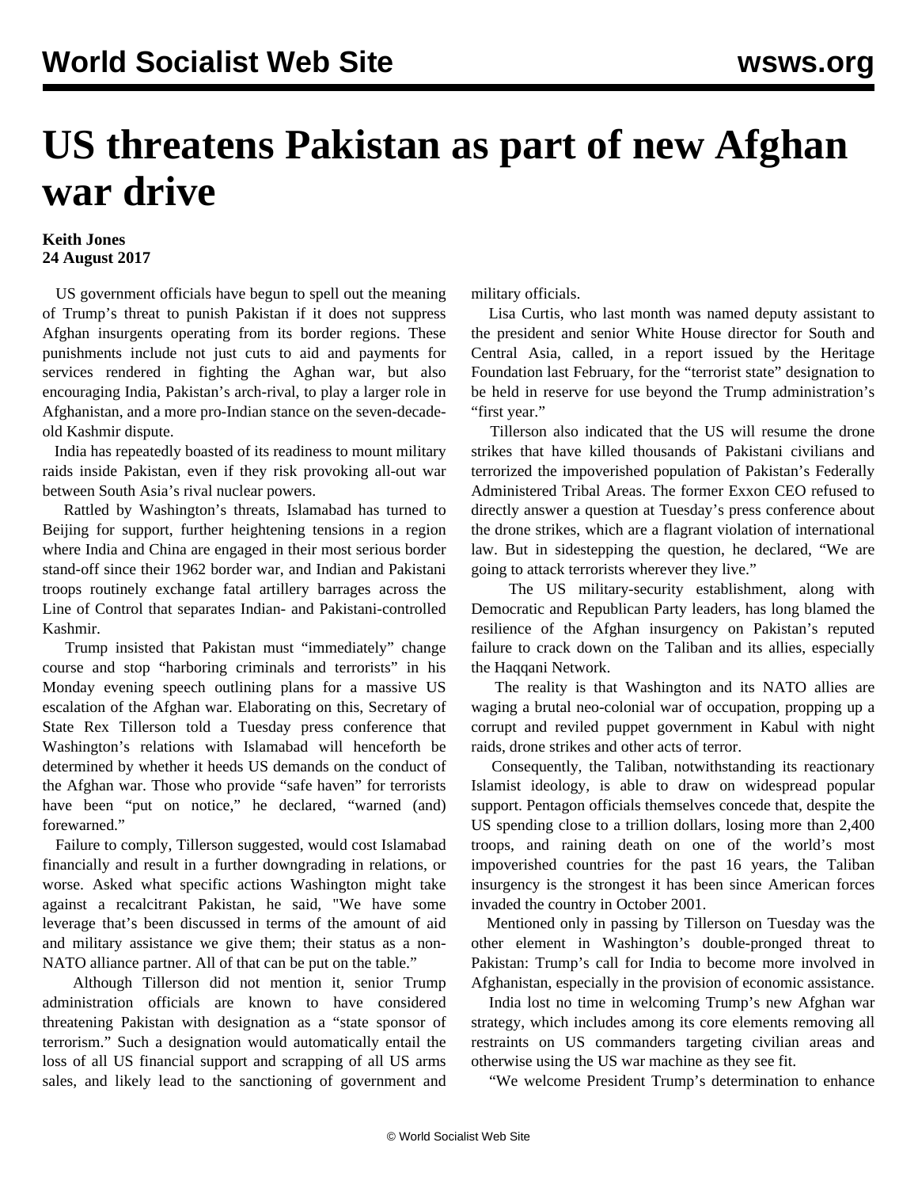# US threatens Pakistan as part of new Afghan war drive

**Keith Jones**
**24 August 2017**

US government officials have begun to spell out the meaning of Trump's threat to punish Pakistan if it does not suppress Afghan insurgents operating from its border regions. These punishments include not just cuts to aid and payments for services rendered in fighting the Aghan war, but also encouraging India, Pakistan's arch-rival, to play a larger role in Afghanistan, and a more pro-Indian stance on the seven-decade-old Kashmir dispute.

India has repeatedly boasted of its readiness to mount military raids inside Pakistan, even if they risk provoking all-out war between South Asia's rival nuclear powers.

Rattled by Washington's threats, Islamabad has turned to Beijing for support, further heightening tensions in a region where India and China are engaged in their most serious border stand-off since their 1962 border war, and Indian and Pakistani troops routinely exchange fatal artillery barrages across the Line of Control that separates Indian- and Pakistani-controlled Kashmir.

Trump insisted that Pakistan must "immediately" change course and stop "harboring criminals and terrorists" in his Monday evening speech outlining plans for a massive US escalation of the Afghan war. Elaborating on this, Secretary of State Rex Tillerson told a Tuesday press conference that Washington's relations with Islamabad will henceforth be determined by whether it heeds US demands on the conduct of the Afghan war. Those who provide "safe haven" for terrorists have been "put on notice," he declared, "warned (and) forewarned."

Failure to comply, Tillerson suggested, would cost Islamabad financially and result in a further downgrading in relations, or worse. Asked what specific actions Washington might take against a recalcitrant Pakistan, he said, "We have some leverage that's been discussed in terms of the amount of aid and military assistance we give them; their status as a non-NATO alliance partner. All of that can be put on the table."

Although Tillerson did not mention it, senior Trump administration officials are known to have considered threatening Pakistan with designation as a "state sponsor of terrorism." Such a designation would automatically entail the loss of all US financial support and scrapping of all US arms sales, and likely lead to the sanctioning of government and military officials.

Lisa Curtis, who last month was named deputy assistant to the president and senior White House director for South and Central Asia, called, in a report issued by the Heritage Foundation last February, for the "terrorist state" designation to be held in reserve for use beyond the Trump administration's "first year."

Tillerson also indicated that the US will resume the drone strikes that have killed thousands of Pakistani civilians and terrorized the impoverished population of Pakistan's Federally Administered Tribal Areas. The former Exxon CEO refused to directly answer a question at Tuesday's press conference about the drone strikes, which are a flagrant violation of international law. But in sidestepping the question, he declared, "We are going to attack terrorists wherever they live."

The US military-security establishment, along with Democratic and Republican Party leaders, has long blamed the resilience of the Afghan insurgency on Pakistan's reputed failure to crack down on the Taliban and its allies, especially the Haqqani Network.

The reality is that Washington and its NATO allies are waging a brutal neo-colonial war of occupation, propping up a corrupt and reviled puppet government in Kabul with night raids, drone strikes and other acts of terror.

Consequently, the Taliban, notwithstanding its reactionary Islamist ideology, is able to draw on widespread popular support. Pentagon officials themselves concede that, despite the US spending close to a trillion dollars, losing more than 2,400 troops, and raining death on one of the world's most impoverished countries for the past 16 years, the Taliban insurgency is the strongest it has been since American forces invaded the country in October 2001.

Mentioned only in passing by Tillerson on Tuesday was the other element in Washington's double-pronged threat to Pakistan: Trump's call for India to become more involved in Afghanistan, especially in the provision of economic assistance.

India lost no time in welcoming Trump's new Afghan war strategy, which includes among its core elements removing all restraints on US commanders targeting civilian areas and otherwise using the US war machine as they see fit.

"We welcome President Trump's determination to enhance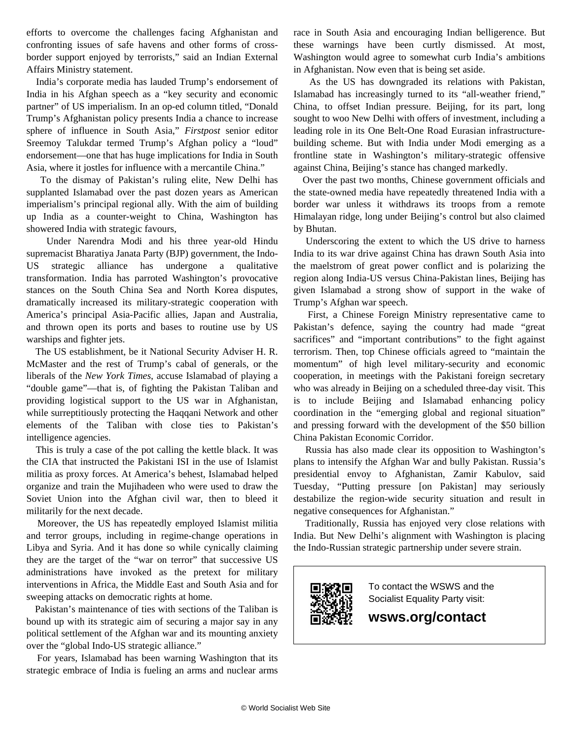efforts to overcome the challenges facing Afghanistan and confronting issues of safe havens and other forms of cross-border support enjoyed by terrorists," said an Indian External Affairs Ministry statement.

India's corporate media has lauded Trump's endorsement of India in his Afghan speech as a "key security and economic partner" of US imperialism. In an op-ed column titled, "Donald Trump's Afghanistan policy presents India a chance to increase sphere of influence in South Asia," *Firstpost* senior editor Sreemoy Talukdar termed Trump's Afghan policy a "loud" endorsement—one that has huge implications for India in South Asia, where it jostles for influence with a mercantile China."

To the dismay of Pakistan's ruling elite, New Delhi has supplanted Islamabad over the past dozen years as American imperialism's principal regional ally. With the aim of building up India as a counter-weight to China, Washington has showered India with strategic favours,

Under Narendra Modi and his three year-old Hindu supremacist Bharatiya Janata Party (BJP) government, the Indo-US strategic alliance has undergone a qualitative transformation. India has parroted Washington's provocative stances on the South China Sea and North Korea disputes, dramatically increased its military-strategic cooperation with America's principal Asia-Pacific allies, Japan and Australia, and thrown open its ports and bases to routine use by US warships and fighter jets.

The US establishment, be it National Security Adviser H. R. McMaster and the rest of Trump's cabal of generals, or the liberals of the *New York Times*, accuse Islamabad of playing a "double game"—that is, of fighting the Pakistan Taliban and providing logistical support to the US war in Afghanistan, while surreptitiously protecting the Haqqani Network and other elements of the Taliban with close ties to Pakistan's intelligence agencies.

This is truly a case of the pot calling the kettle black. It was the CIA that instructed the Pakistani ISI in the use of Islamist militia as proxy forces. At America's behest, Islamabad helped organize and train the Mujihadeen who were used to draw the Soviet Union into the Afghan civil war, then to bleed it militarily for the next decade.

Moreover, the US has repeatedly employed Islamist militia and terror groups, including in regime-change operations in Libya and Syria. And it has done so while cynically claiming they are the target of the "war on terror" that successive US administrations have invoked as the pretext for military interventions in Africa, the Middle East and South Asia and for sweeping attacks on democratic rights at home.

Pakistan's maintenance of ties with sections of the Taliban is bound up with its strategic aim of securing a major say in any political settlement of the Afghan war and its mounting anxiety over the "global Indo-US strategic alliance."

For years, Islamabad has been warning Washington that its strategic embrace of India is fueling an arms and nuclear arms race in South Asia and encouraging Indian belligerence. But these warnings have been curtly dismissed. At most, Washington would agree to somewhat curb India's ambitions in Afghanistan. Now even that is being set aside.

As the US has downgraded its relations with Pakistan, Islamabad has increasingly turned to its "all-weather friend," China, to offset Indian pressure. Beijing, for its part, long sought to woo New Delhi with offers of investment, including a leading role in its One Belt-One Road Eurasian infrastructure-building scheme. But with India under Modi emerging as a frontline state in Washington's military-strategic offensive against China, Beijing's stance has changed markedly.

Over the past two months, Chinese government officials and the state-owned media have repeatedly threatened India with a border war unless it withdraws its troops from a remote Himalayan ridge, long under Beijing's control but also claimed by Bhutan.

Underscoring the extent to which the US drive to harness India to its war drive against China has drawn South Asia into the maelstrom of great power conflict and is polarizing the region along India-US versus China-Pakistan lines, Beijing has given Islamabad a strong show of support in the wake of Trump's Afghan war speech.

First, a Chinese Foreign Ministry representative came to Pakistan's defence, saying the country had made "great sacrifices" and "important contributions" to the fight against terrorism. Then, top Chinese officials agreed to "maintain the momentum" of high level military-security and economic cooperation, in meetings with the Pakistani foreign secretary who was already in Beijing on a scheduled three-day visit. This is to include Beijing and Islamabad enhancing policy coordination in the "emerging global and regional situation" and pressing forward with the development of the $50 billion China Pakistan Economic Corridor.

Russia has also made clear its opposition to Washington's plans to intensify the Afghan War and bully Pakistan. Russia's presidential envoy to Afghanistan, Zamir Kabulov, said Tuesday, "Putting pressure [on Pakistan] may seriously destabilize the region-wide security situation and result in negative consequences for Afghanistan."

Traditionally, Russia has enjoyed very close relations with India. But New Delhi's alignment with Washington is placing the Indo-Russian strategic partnership under severe strain.

To contact the WSWS and the Socialist Equality Party visit:

**wsws.org/contact**